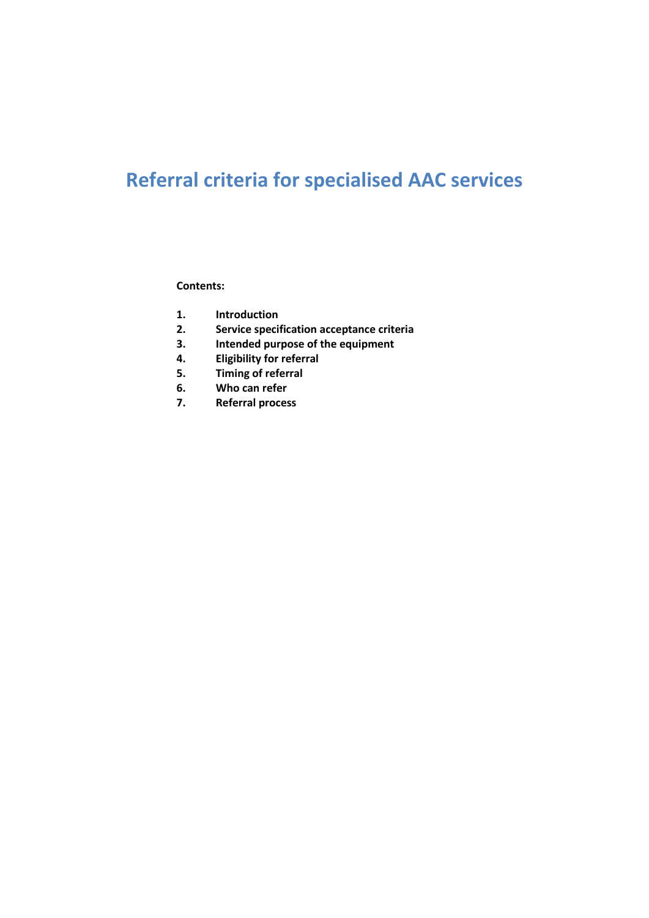# Referral criteria for specialised AAC services

**Contents:**

1. **Introduction**
2. **Service specification acceptance criteria**
3. **Intended purpose of the equipment**
4. **Eligibility for referral**
5. **Timing of referral**
6. **Who can refer**
7. **Referral process**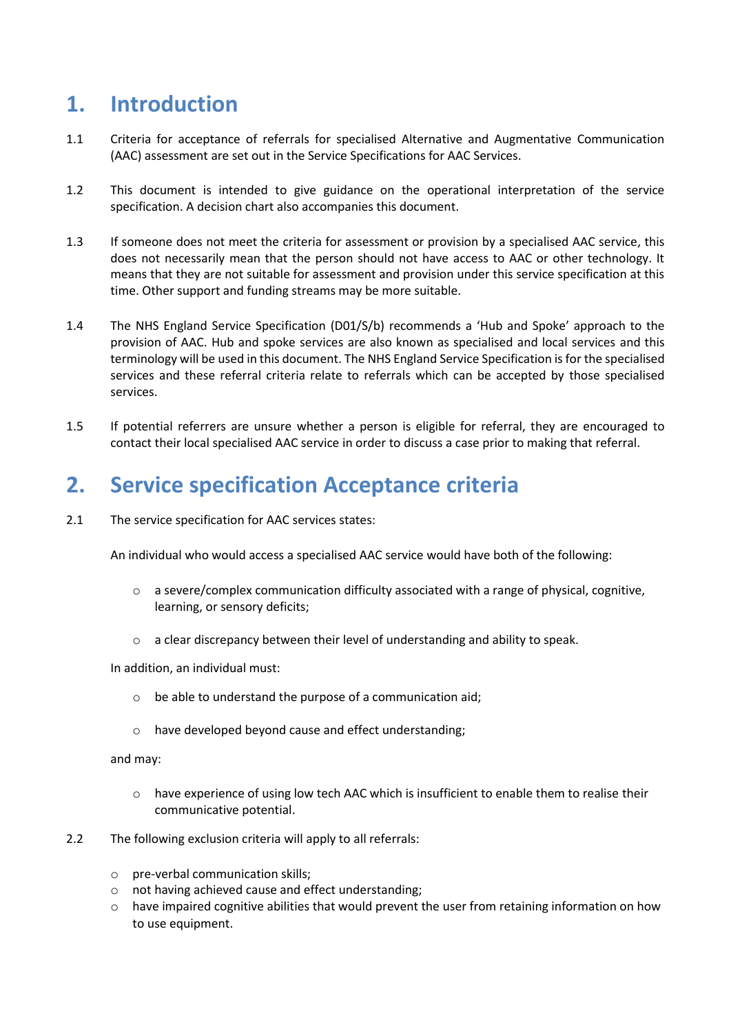# 1. Introduction

1.1 Criteria for acceptance of referrals for specialised Alternative and Augmentative Communication (AAC) assessment are set out in the Service Specifications for AAC Services.

1.2 This document is intended to give guidance on the operational interpretation of the service specification. A decision chart also accompanies this document.

1.3 If someone does not meet the criteria for assessment or provision by a specialised AAC service, this does not necessarily mean that the person should not have access to AAC or other technology. It means that they are not suitable for assessment and provision under this service specification at this time. Other support and funding streams may be more suitable.

1.4 The NHS England Service Specification (D01/S/b) recommends a 'Hub and Spoke' approach to the provision of AAC. Hub and spoke services are also known as specialised and local services and this terminology will be used in this document. The NHS England Service Specification is for the specialised services and these referral criteria relate to referrals which can be accepted by those specialised services.

1.5 If potential referrers are unsure whether a person is eligible for referral, they are encouraged to contact their local specialised AAC service in order to discuss a case prior to making that referral.

# 2. Service specification Acceptance criteria

2.1 The service specification for AAC services states:

An individual who would access a specialised AAC service would have both of the following:

- a severe/complex communication difficulty associated with a range of physical, cognitive, learning, or sensory deficits;
- a clear discrepancy between their level of understanding and ability to speak.

In addition, an individual must:

- be able to understand the purpose of a communication aid;
- have developed beyond cause and effect understanding;

and may:

- have experience of using low tech AAC which is insufficient to enable them to realise their communicative potential.

2.2 The following exclusion criteria will apply to all referrals:

- pre-verbal communication skills;
- not having achieved cause and effect understanding;
- have impaired cognitive abilities that would prevent the user from retaining information on how to use equipment.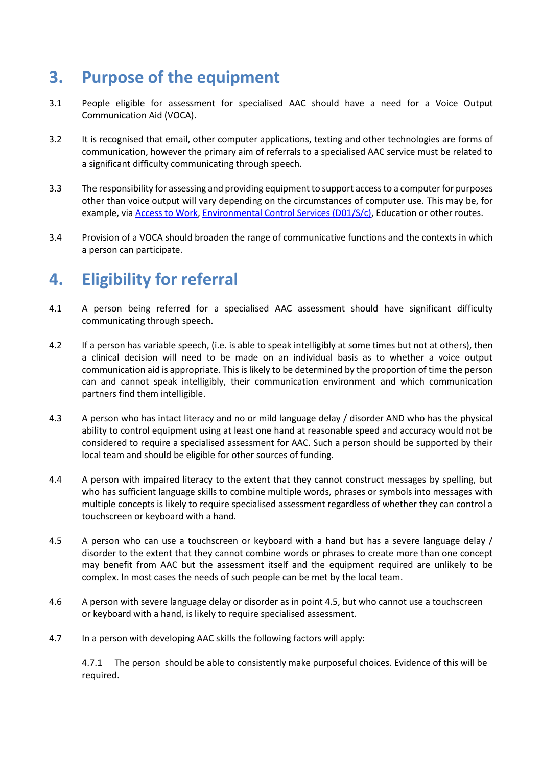# 3. Purpose of the equipment

3.1 People eligible for assessment for specialised AAC should have a need for a Voice Output Communication Aid (VOCA).

3.2 It is recognised that email, other computer applications, texting and other technologies are forms of communication, however the primary aim of referrals to a specialised AAC service must be related to a significant difficulty communicating through speech.

3.3 The responsibility for assessing and providing equipment to support access to a computer for purposes other than voice output will vary depending on the circumstances of computer use. This may be, for example, via [Access to Work](), [Environmental Control Services (D01/S/c)](), Education or other routes.

3.4 Provision of a VOCA should broaden the range of communicative functions and the contexts in which a person can participate.

# 4. Eligibility for referral

4.1 A person being referred for a specialised AAC assessment should have significant difficulty communicating through speech.

4.2 If a person has variable speech, (i.e. is able to speak intelligibly at some times but not at others), then a clinical decision will need to be made on an individual basis as to whether a voice output communication aid is appropriate. This is likely to be determined by the proportion of time the person can and cannot speak intelligibly, their communication environment and which communication partners find them intelligible.

4.3 A person who has intact literacy and no or mild language delay / disorder AND who has the physical ability to control equipment using at least one hand at reasonable speed and accuracy would not be considered to require a specialised assessment for AAC. Such a person should be supported by their local team and should be eligible for other sources of funding.

4.4 A person with impaired literacy to the extent that they cannot construct messages by spelling, but who has sufficient language skills to combine multiple words, phrases or symbols into messages with multiple concepts is likely to require specialised assessment regardless of whether they can control a touchscreen or keyboard with a hand.

4.5 A person who can use a touchscreen or keyboard with a hand but has a severe language delay / disorder to the extent that they cannot combine words or phrases to create more than one concept may benefit from AAC but the assessment itself and the equipment required are unlikely to be complex. In most cases the needs of such people can be met by the local team.

4.6 A person with severe language delay or disorder as in point 4.5, but who cannot use a touchscreen or keyboard with a hand, is likely to require specialised assessment.

4.7 In a person with developing AAC skills the following factors will apply:

4.7.1 The person should be able to consistently make purposeful choices. Evidence of this will be required.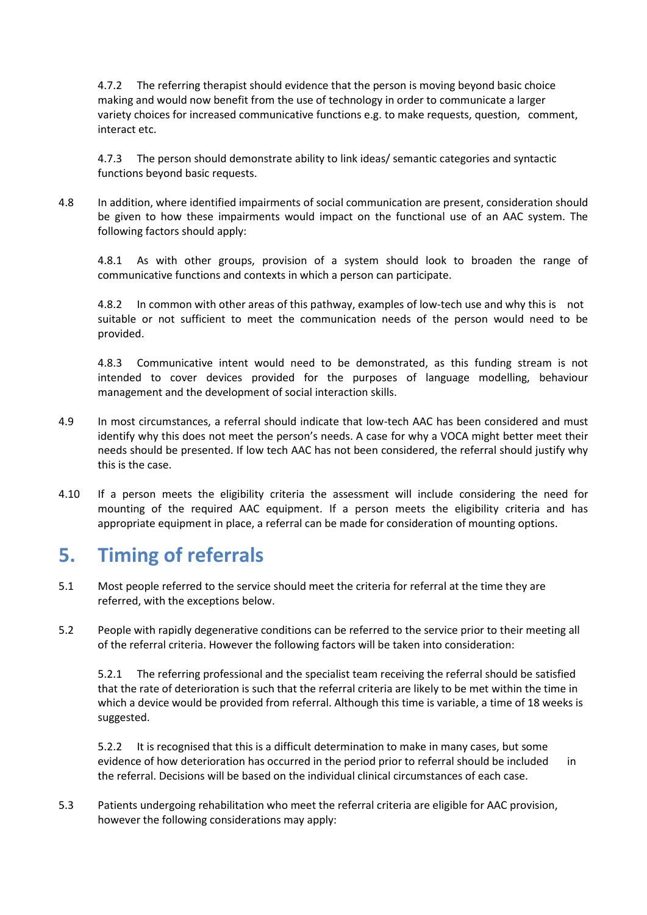4.7.2 The referring therapist should evidence that the person is moving beyond basic choice making and would now benefit from the use of technology in order to communicate a larger variety choices for increased communicative functions e.g. to make requests, question, comment, interact etc.

4.7.3 The person should demonstrate ability to link ideas/ semantic categories and syntactic functions beyond basic requests.

4.8 In addition, where identified impairments of social communication are present, consideration should be given to how these impairments would impact on the functional use of an AAC system. The following factors should apply:

4.8.1 As with other groups, provision of a system should look to broaden the range of communicative functions and contexts in which a person can participate.

4.8.2 In common with other areas of this pathway, examples of low-tech use and why this is not suitable or not sufficient to meet the communication needs of the person would need to be provided.

4.8.3 Communicative intent would need to be demonstrated, as this funding stream is not intended to cover devices provided for the purposes of language modelling, behaviour management and the development of social interaction skills.

4.9 In most circumstances, a referral should indicate that low-tech AAC has been considered and must identify why this does not meet the person's needs. A case for why a VOCA might better meet their needs should be presented. If low tech AAC has not been considered, the referral should justify why this is the case.

4.10 If a person meets the eligibility criteria the assessment will include considering the need for mounting of the required AAC equipment. If a person meets the eligibility criteria and has appropriate equipment in place, a referral can be made for consideration of mounting options.

## 5. Timing of referrals

5.1 Most people referred to the service should meet the criteria for referral at the time they are referred, with the exceptions below.

5.2 People with rapidly degenerative conditions can be referred to the service prior to their meeting all of the referral criteria. However the following factors will be taken into consideration:

5.2.1 The referring professional and the specialist team receiving the referral should be satisfied that the rate of deterioration is such that the referral criteria are likely to be met within the time in which a device would be provided from referral. Although this time is variable, a time of 18 weeks is suggested.

5.2.2 It is recognised that this is a difficult determination to make in many cases, but some evidence of how deterioration has occurred in the period prior to referral should be included in the referral. Decisions will be based on the individual clinical circumstances of each case.

5.3 Patients undergoing rehabilitation who meet the referral criteria are eligible for AAC provision, however the following considerations may apply: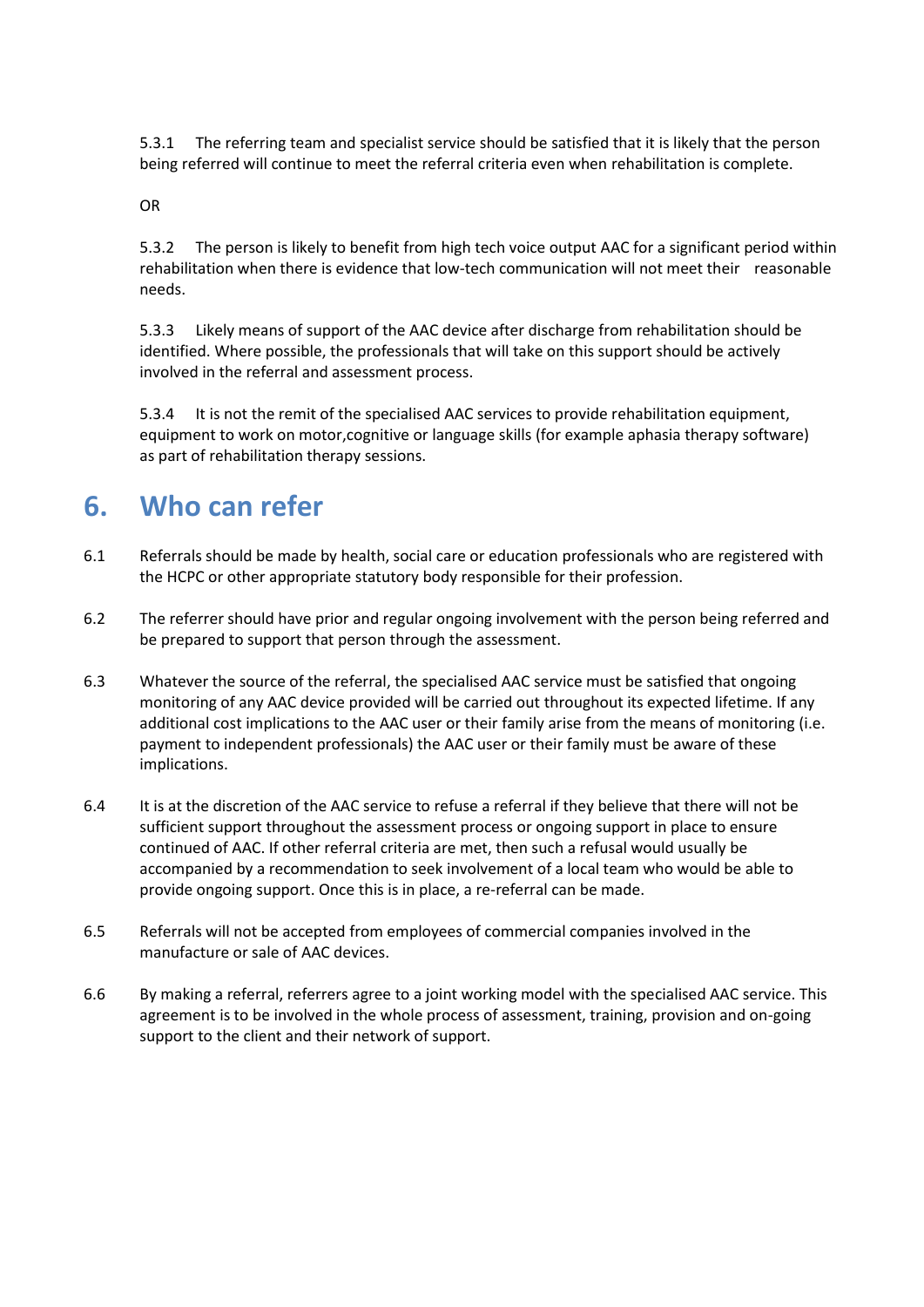5.3.1 The referring team and specialist service should be satisfied that it is likely that the person being referred will continue to meet the referral criteria even when rehabilitation is complete.

OR

5.3.2 The person is likely to benefit from high tech voice output AAC for a significant period within rehabilitation when there is evidence that low-tech communication will not meet their reasonable needs.

5.3.3 Likely means of support of the AAC device after discharge from rehabilitation should be identified. Where possible, the professionals that will take on this support should be actively involved in the referral and assessment process.

5.3.4 It is not the remit of the specialised AAC services to provide rehabilitation equipment, equipment to work on motor,cognitive or language skills (for example aphasia therapy software) as part of rehabilitation therapy sessions.

# 6. Who can refer

6.1 Referrals should be made by health, social care or education professionals who are registered with the HCPC or other appropriate statutory body responsible for their profession.

6.2 The referrer should have prior and regular ongoing involvement with the person being referred and be prepared to support that person through the assessment.

6.3 Whatever the source of the referral, the specialised AAC service must be satisfied that ongoing monitoring of any AAC device provided will be carried out throughout its expected lifetime. If any additional cost implications to the AAC user or their family arise from the means of monitoring (i.e. payment to independent professionals) the AAC user or their family must be aware of these implications.

6.4 It is at the discretion of the AAC service to refuse a referral if they believe that there will not be sufficient support throughout the assessment process or ongoing support in place to ensure continued of AAC. If other referral criteria are met, then such a refusal would usually be accompanied by a recommendation to seek involvement of a local team who would be able to provide ongoing support. Once this is in place, a re-referral can be made.

6.5 Referrals will not be accepted from employees of commercial companies involved in the manufacture or sale of AAC devices.

6.6 By making a referral, referrers agree to a joint working model with the specialised AAC service. This agreement is to be involved in the whole process of assessment, training, provision and on-going support to the client and their network of support.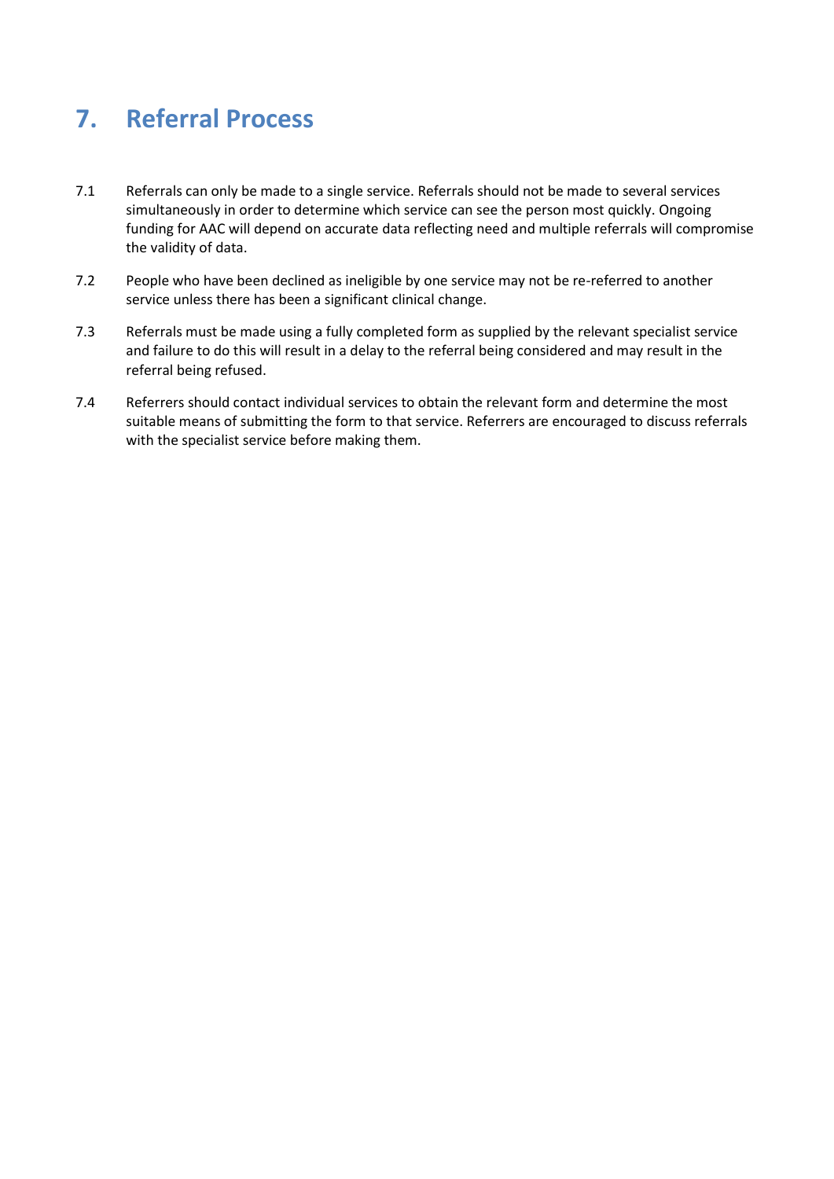# 7. Referral Process

7.1 Referrals can only be made to a single service. Referrals should not be made to several services simultaneously in order to determine which service can see the person most quickly. Ongoing funding for AAC will depend on accurate data reflecting need and multiple referrals will compromise the validity of data.

7.2 People who have been declined as ineligible by one service may not be re-referred to another service unless there has been a significant clinical change.

7.3 Referrals must be made using a fully completed form as supplied by the relevant specialist service and failure to do this will result in a delay to the referral being considered and may result in the referral being refused.

7.4 Referrers should contact individual services to obtain the relevant form and determine the most suitable means of submitting the form to that service. Referrers are encouraged to discuss referrals with the specialist service before making them.